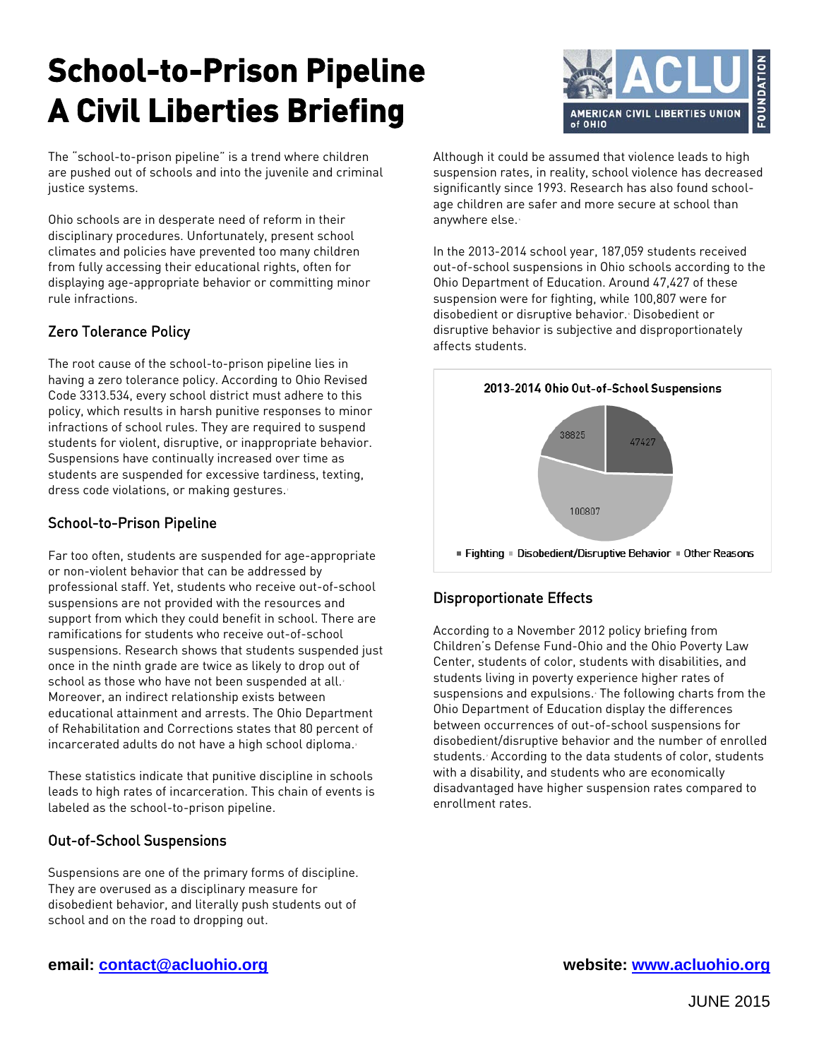# School-to-Prison Pipeline
# A Civil Liberties Briefing

The "school-to-prison pipeline" is a trend where children are pushed out of schools and into the juvenile and criminal justice systems.

Ohio schools are in desperate need of reform in their disciplinary procedures. Unfortunately, present school climates and policies have prevented too many children from fully accessing their educational rights, often for displaying age-appropriate behavior or committing minor rule infractions.

## Zero Tolerance Policy

The root cause of the school-to-prison pipeline lies in having a zero tolerance policy. According to Ohio Revised Code 3313.534, every school district must adhere to this policy, which results in harsh punitive responses to minor infractions of school rules. They are required to suspend students for violent, disruptive, or inappropriate behavior. Suspensions have continually increased over time as students are suspended for excessive tardiness, texting, dress code violations, or making gestures.

## School-to-Prison Pipeline

Far too often, students are suspended for age-appropriate or non-violent behavior that can be addressed by professional staff. Yet, students who receive out-of-school suspensions are not provided with the resources and support from which they could benefit in school. There are ramifications for students who receive out-of-school suspensions. Research shows that students suspended just once in the ninth grade are twice as likely to drop out of school as those who have not been suspended at all. Moreover, an indirect relationship exists between educational attainment and arrests. The Ohio Department of Rehabilitation and Corrections states that 80 percent of incarcerated adults do not have a high school diploma.

These statistics indicate that punitive discipline in schools leads to high rates of incarceration. This chain of events is labeled as the school-to-prison pipeline.

## Out-of-School Suspensions

Suspensions are one of the primary forms of discipline. They are overused as a disciplinary measure for disobedient behavior, and literally push students out of school and on the road to dropping out.

Although it could be assumed that violence leads to high suspension rates, in reality, school violence has decreased significantly since 1993. Research has also found school-age children are safer and more secure at school than anywhere else.

In the 2013-2014 school year, 187,059 students received out-of-school suspensions in Ohio schools according to the Ohio Department of Education. Around 47,427 of these suspension were for fighting, while 100,807 were for disobedient or disruptive behavior. Disobedient or disruptive behavior is subjective and disproportionately affects students.

**2013-2014 Ohio Out-of-School Suspensions**

| Reason | Suspensions |
|---|---|
| Fighting | 47427 |
| Disobedient/Disruptive Behavior | 100807 |
| Other Reasons | 38825 |

## Disproportionate Effects

According to a November 2012 policy briefing from Children's Defense Fund-Ohio and the Ohio Poverty Law Center, students of color, students with disabilities, and students living in poverty experience higher rates of suspensions and expulsions. The following charts from the Ohio Department of Education display the differences between occurrences of out-of-school suspensions for disobedient/disruptive behavior and the number of enrolled students. According to the data students of color, students with a disability, and students who are economically disadvantaged have higher suspension rates compared to enrollment rates.

**email:** contact@acluohio.org

**website:** www.acluohio.org

JUNE 2015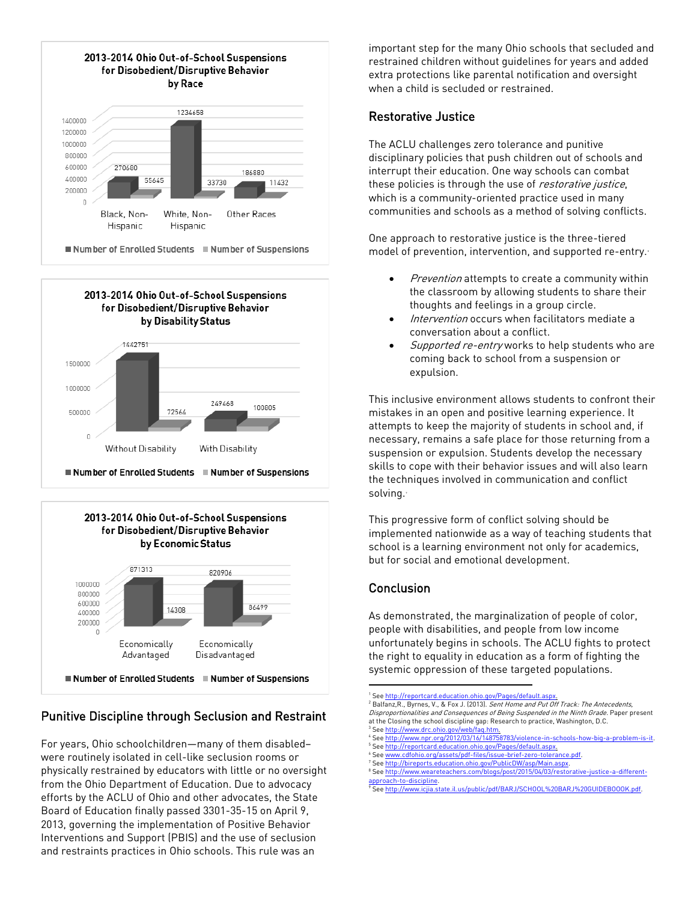2013-2014 Ohio Out-of-School Suspensions for Disobedient/Disruptive Behavior by Race

1400000
1200000
1000000
800000
600000
400000
200000
0

270680
55645
1234658
33730
186880
11432

Black, Non-Hispanic
White, Non-Hispanic
Other Races

Number of Enrolled Students
Number of Suspensions

2013-2014 Ohio Out-of-School Suspensions for Disobedient/Disruptive Behavior by Disability Status

1500000
1000000
500000
0

1442751
72564
249468
100805

Without Disability
With Disability

Number of Enrolled Students
Number of Suspensions

2013-2014 Ohio Out-of-School Suspensions for Disobedient/Disruptive Behavior by Economic Status

1000000
800000
600000
400000
200000
0

871313
14308
820906
86499

Economically Advantaged
Economically Disadvantaged

Number of Enrolled Students
Number of Suspensions

## Punitive Discipline through Seclusion and Restraint

For years, Ohio schoolchildren—many of them disabled–were routinely isolated in cell-like seclusion rooms or physically restrained by educators with little or no oversight from the Ohio Department of Education. Due to advocacy efforts by the ACLU of Ohio and other advocates, the State Board of Education finally passed 3301-35-15 on April 9, 2013, governing the implementation of Positive Behavior Interventions and Support (PBIS) and the use of seclusion and restraints practices in Ohio schools. This rule was an important step for the many Ohio schools that secluded and restrained children without guidelines for years and added extra protections like parental notification and oversight when a child is secluded or restrained.

## Restorative Justice

The ACLU challenges zero tolerance and punitive disciplinary policies that push children out of schools and interrupt their education. One way schools can combat these policies is through the use of *restorative justice*, which is a community-oriented practice used in many communities and schools as a method of solving conflicts.

One approach to restorative justice is the three-tiered model of prevention, intervention, and supported re-entry.[8]

- *Prevention* attempts to create a community within the classroom by allowing students to share their thoughts and feelings in a group circle.
- *Intervention* occurs when facilitators mediate a conversation about a conflict.
- *Supported re-entry* works to help students who are coming back to school from a suspension or expulsion.

This inclusive environment allows students to confront their mistakes in an open and positive learning experience. It attempts to keep the majority of students in school and, if necessary, remains a safe place for those returning from a suspension or expulsion. Students develop the necessary skills to cope with their behavior issues and will also learn the techniques involved in communication and conflict solving.[9]

This progressive form of conflict solving should be implemented nationwide as a way of teaching students that school is a learning environment not only for academics, but for social and emotional development.

## Conclusion

As demonstrated, the marginalization of people of color, people with disabilities, and people from low income unfortunately begins in schools. The ACLU fights to protect the right to equality in education as a form of fighting the systemic oppression of these targeted populations.

---

[1] See http://reportcard.education.ohio.gov/Pages/default.aspx.
[2] Balfanz,R., Byrnes, V., & Fox J. (2013). *Sent Home and Put Off Track: The Antecedents, Disproportionalities and Consequences of Being Suspended in the Ninth Grade.* Paper present at the Closing the school discipline gap: Research to practice, Washington, D.C.
[3] See http://www.drc.ohio.gov/web/faq.htm.
[4] See http://www.npr.org/2012/03/16/148758783/violence-in-schools-how-big-a-problem-is-it.
[5] See http://reportcard.education.ohio.gov/Pages/default.aspx.
[6] See www.cdfohio.org/assets/pdf-files/issue-brief-zero-tolerance.pdf.
[7] See http://bireports.education.ohio.gov/PublicDW/asp/Main.aspx.
[8] See http://www.weareteachers.com/blogs/post/2015/04/03/restorative-justice-a-different-approach-to-discipline.
[9] See http://www.icjia.state.il.us/public/pdf/BARJ/SCHOOL%20BARJ%20GUIDEBOOOK.pdf.